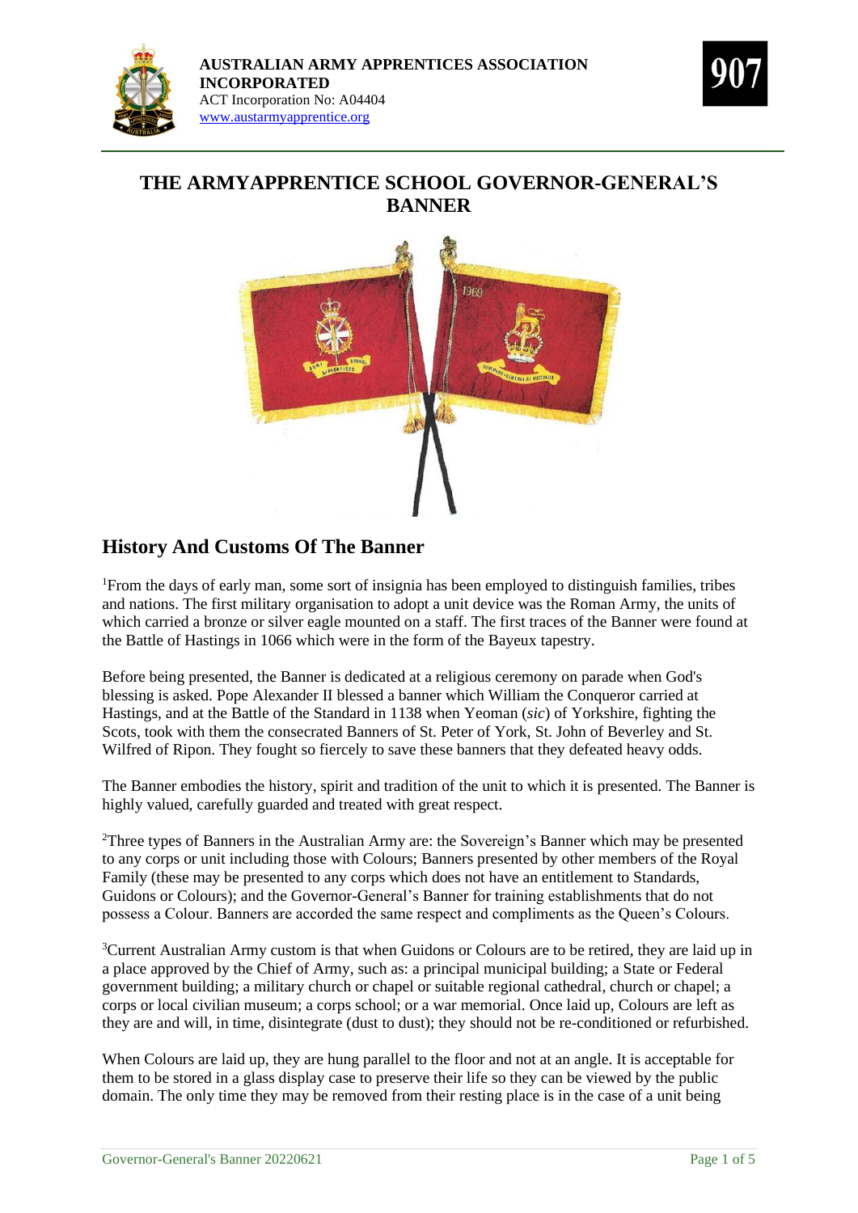**AUSTRALIAN ARMY APPRENTICES ASSOCIATION INCORPORATED**
ACT Incorporation No: A04404
www.austarmyapprentice.org

# THE ARMYAPPRENTICE SCHOOL GOVERNOR-GENERAL'S BANNER

## History And Customs Of The Banner

[1]From the days of early man, some sort of insignia has been employed to distinguish families, tribes and nations. The first military organisation to adopt a unit device was the Roman Army, the units of which carried a bronze or silver eagle mounted on a staff. The first traces of the Banner were found at the Battle of Hastings in 1066 which were in the form of the Bayeux tapestry.

Before being presented, the Banner is dedicated at a religious ceremony on parade when God's blessing is asked. Pope Alexander II blessed a banner which William the Conqueror carried at Hastings, and at the Battle of the Standard in 1138 when Yeoman (*sic*) of Yorkshire, fighting the Scots, took with them the consecrated Banners of St. Peter of York, St. John of Beverley and St. Wilfred of Ripon. They fought so fiercely to save these banners that they defeated heavy odds.

The Banner embodies the history, spirit and tradition of the unit to which it is presented. The Banner is highly valued, carefully guarded and treated with great respect.

[2]Three types of Banners in the Australian Army are: the Sovereign's Banner which may be presented to any corps or unit including those with Colours; Banners presented by other members of the Royal Family (these may be presented to any corps which does not have an entitlement to Standards, Guidons or Colours); and the Governor-General's Banner for training establishments that do not possess a Colour. Banners are accorded the same respect and compliments as the Queen's Colours.

[3]Current Australian Army custom is that when Guidons or Colours are to be retired, they are laid up in a place approved by the Chief of Army, such as: a principal municipal building; a State or Federal government building; a military church or chapel or suitable regional cathedral, church or chapel; a corps or local civilian museum; a corps school; or a war memorial. Once laid up, Colours are left as they are and will, in time, disintegrate (dust to dust); they should not be re-conditioned or refurbished.

When Colours are laid up, they are hung parallel to the floor and not at an angle. It is acceptable for them to be stored in a glass display case to preserve their life so they can be viewed by the public domain. The only time they may be removed from their resting place is in the case of a unit being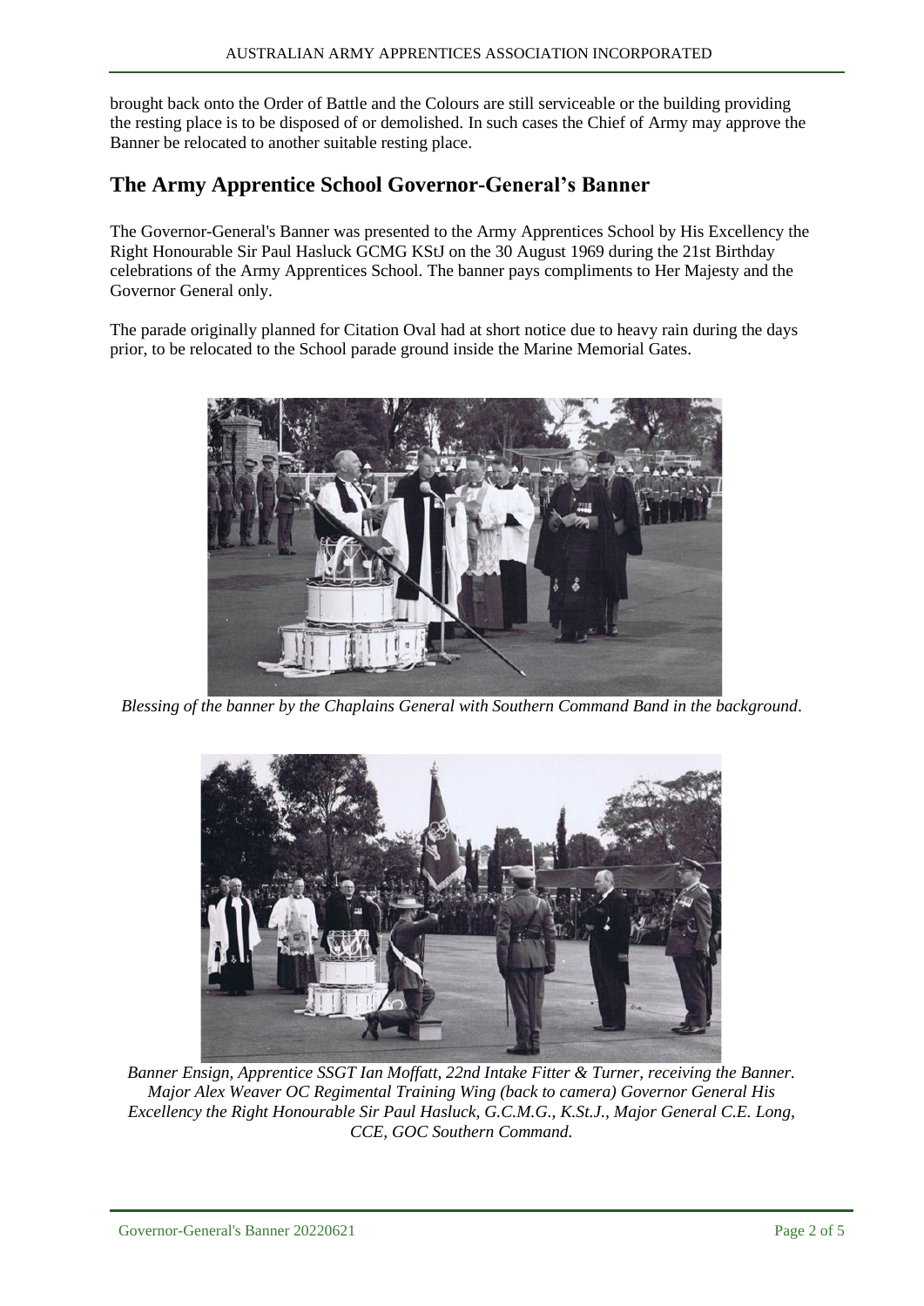brought back onto the Order of Battle and the Colours are still serviceable or the building providing the resting place is to be disposed of or demolished. In such cases the Chief of Army may approve the Banner be relocated to another suitable resting place.

## The Army Apprentice School Governor-General's Banner

The Governor-General's Banner was presented to the Army Apprentices School by His Excellency the Right Honourable Sir Paul Hasluck GCMG KStJ on the 30 August 1969 during the 21st Birthday celebrations of the Army Apprentices School. The banner pays compliments to Her Majesty and the Governor General only.

The parade originally planned for Citation Oval had at short notice due to heavy rain during the days prior, to be relocated to the School parade ground inside the Marine Memorial Gates.

*Blessing of the banner by the Chaplains General with Southern Command Band in the background.*

*Banner Ensign, Apprentice SSGT Ian Moffatt, 22nd Intake Fitter & Turner, receiving the Banner. Major Alex Weaver OC Regimental Training Wing (back to camera) Governor General His Excellency the Right Honourable Sir Paul Hasluck, G.C.M.G., K.St.J., Major General C.E. Long, CCE, GOC Southern Command.*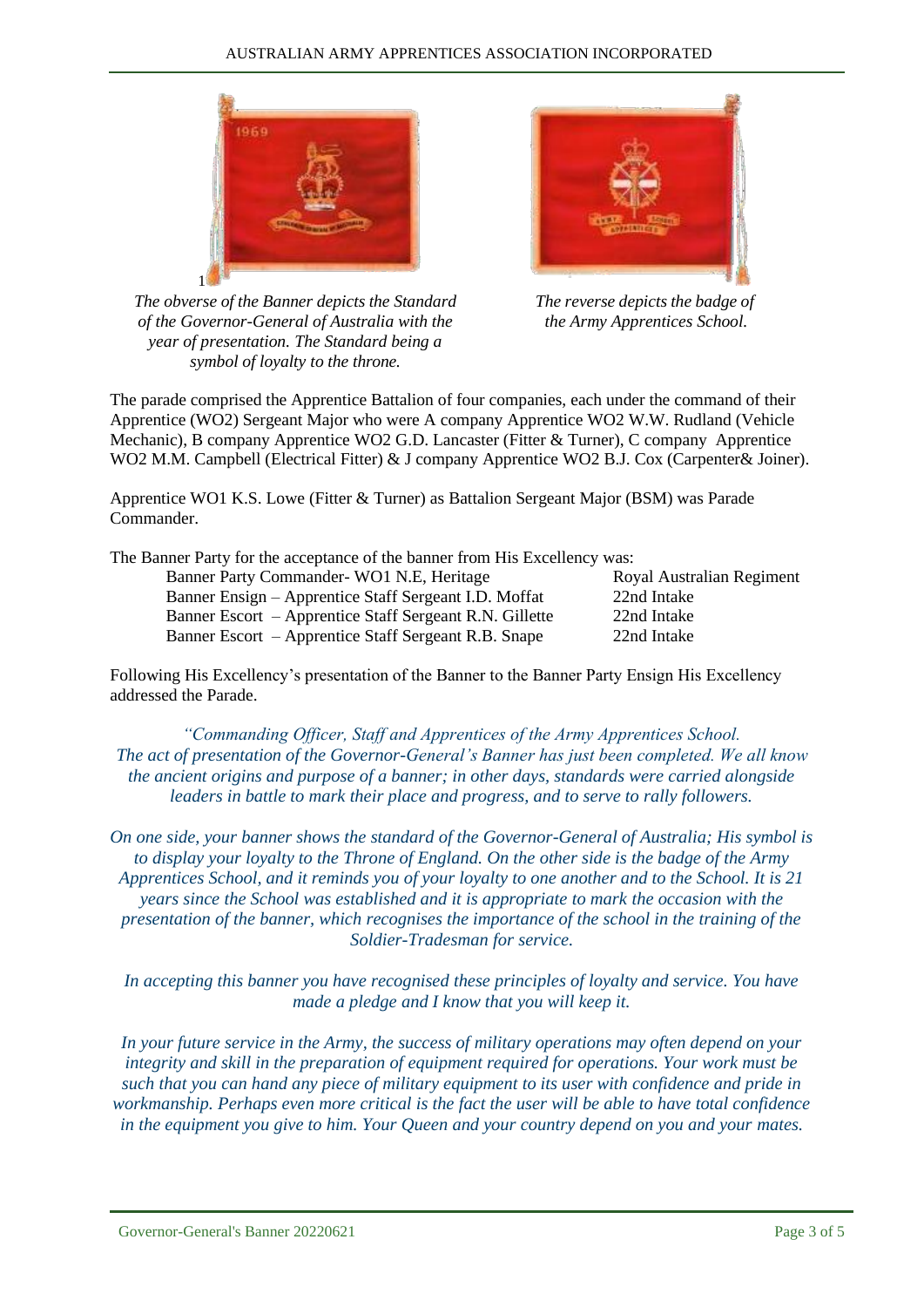1

*The obverse of the Banner depicts the Standard of the Governor-General of Australia with the year of presentation. The Standard being a symbol of loyalty to the throne.*

*The reverse depicts the badge of the Army Apprentices School.*

The parade comprised the Apprentice Battalion of four companies, each under the command of their Apprentice (WO2) Sergeant Major who were A company Apprentice WO2 W.W. Rudland (Vehicle Mechanic), B company Apprentice WO2 G.D. Lancaster (Fitter & Turner), C company Apprentice WO2 M.M. Campbell (Electrical Fitter) & J company Apprentice WO2 B.J. Cox (Carpenter& Joiner).

Apprentice WO1 K.S. Lowe (Fitter & Turner) as Battalion Sergeant Major (BSM) was Parade Commander.

The Banner Party for the acceptance of the banner from His Excellency was:

| | |
|---|---|
| Banner Party Commander- WO1 N.E, Heritage | Royal Australian Regiment |
| Banner Ensign – Apprentice Staff Sergeant I.D. Moffat | 22nd Intake |
| Banner Escort – Apprentice Staff Sergeant R.N. Gillette | 22nd Intake |
| Banner Escort – Apprentice Staff Sergeant R.B. Snape | 22nd Intake |

Following His Excellency's presentation of the Banner to the Banner Party Ensign His Excellency addressed the Parade.

*"Commanding Officer, Staff and Apprentices of the Army Apprentices School. The act of presentation of the Governor-General's Banner has just been completed. We all know the ancient origins and purpose of a banner; in other days, standards were carried alongside leaders in battle to mark their place and progress, and to serve to rally followers.*

*On one side, your banner shows the standard of the Governor-General of Australia; His symbol is to display your loyalty to the Throne of England. On the other side is the badge of the Army Apprentices School, and it reminds you of your loyalty to one another and to the School. It is 21 years since the School was established and it is appropriate to mark the occasion with the presentation of the banner, which recognises the importance of the school in the training of the Soldier-Tradesman for service.*

*In accepting this banner you have recognised these principles of loyalty and service. You have made a pledge and I know that you will keep it.*

*In your future service in the Army, the success of military operations may often depend on your integrity and skill in the preparation of equipment required for operations. Your work must be such that you can hand any piece of military equipment to its user with confidence and pride in workmanship. Perhaps even more critical is the fact the user will be able to have total confidence in the equipment you give to him. Your Queen and your country depend on you and your mates.*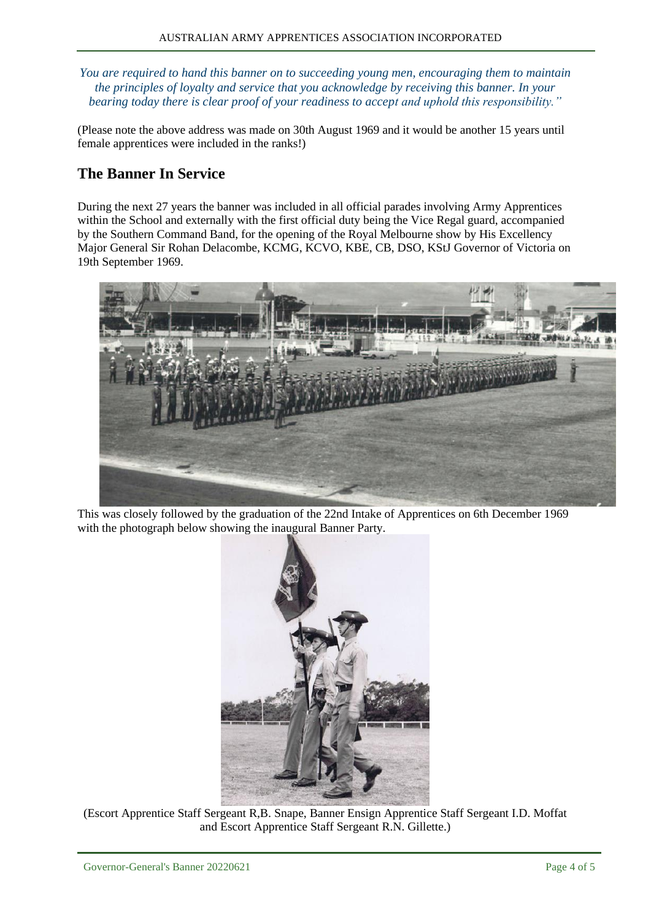*You are required to hand this banner on to succeeding young men, encouraging them to maintain the principles of loyalty and service that you acknowledge by receiving this banner. In your bearing today there is clear proof of your readiness to accept and uphold this responsibility."*

(Please note the above address was made on 30th August 1969 and it would be another 15 years until female apprentices were included in the ranks!)

## The Banner In Service

During the next 27 years the banner was included in all official parades involving Army Apprentices within the School and externally with the first official duty being the Vice Regal guard, accompanied by the Southern Command Band, for the opening of the Royal Melbourne show by His Excellency Major General Sir Rohan Delacombe, KCMG, KCVO, KBE, CB, DSO, KStJ Governor of Victoria on 19th September 1969.

This was closely followed by the graduation of the 22nd Intake of Apprentices on 6th December 1969 with the photograph below showing the inaugural Banner Party.

(Escort Apprentice Staff Sergeant R,B. Snape, Banner Ensign Apprentice Staff Sergeant I.D. Moffat and Escort Apprentice Staff Sergeant R.N. Gillette.)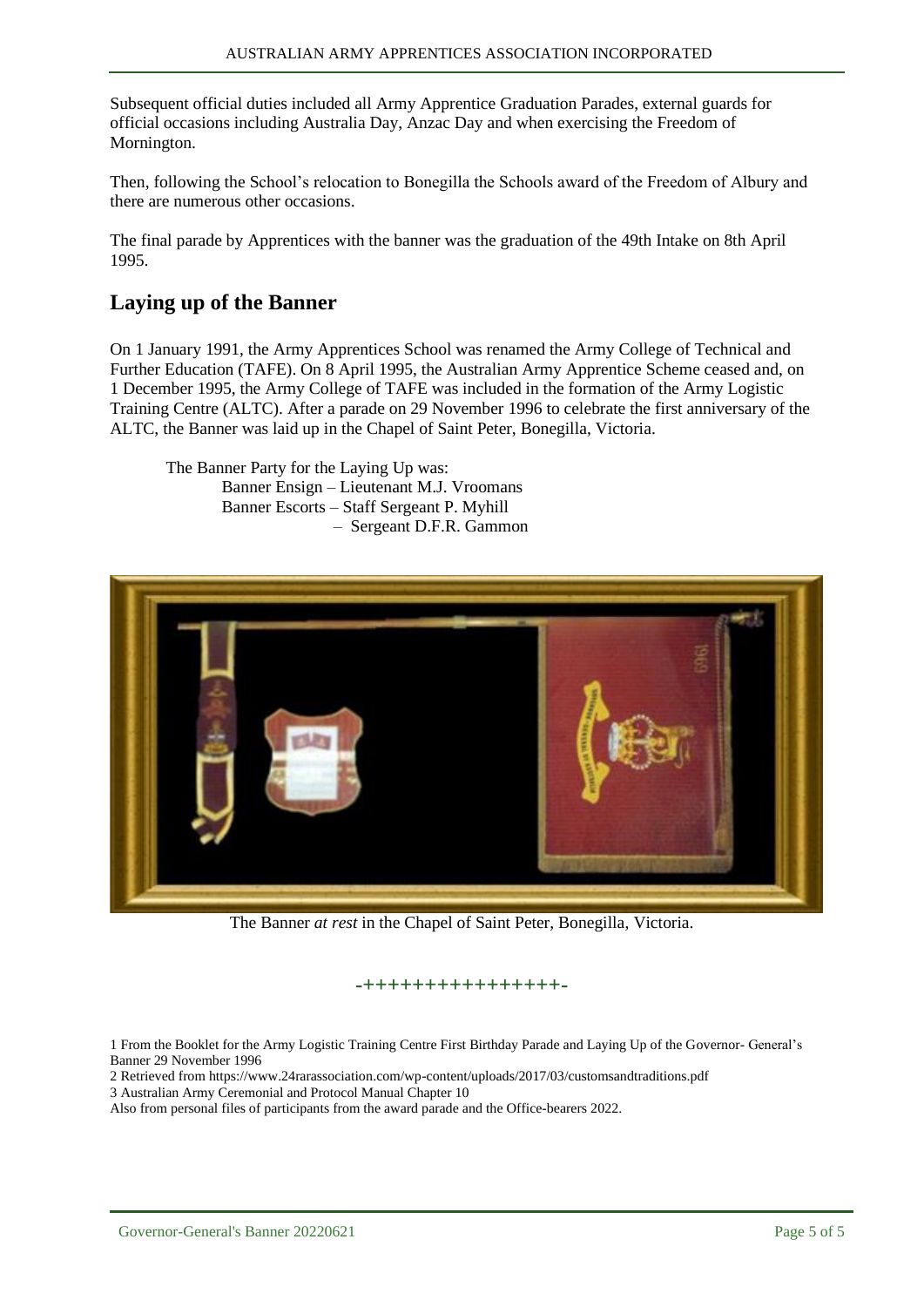Subsequent official duties included all Army Apprentice Graduation Parades, external guards for official occasions including Australia Day, Anzac Day and when exercising the Freedom of Mornington.

Then, following the School's relocation to Bonegilla the Schools award of the Freedom of Albury and there are numerous other occasions.

The final parade by Apprentices with the banner was the graduation of the 49th Intake on 8th April 1995.

## Laying up of the Banner

On 1 January 1991, the Army Apprentices School was renamed the Army College of Technical and Further Education (TAFE). On 8 April 1995, the Australian Army Apprentice Scheme ceased and, on 1 December 1995, the Army College of TAFE was included in the formation of the Army Logistic Training Centre (ALTC). After a parade on 29 November 1996 to celebrate the first anniversary of the ALTC, the Banner was laid up in the Chapel of Saint Peter, Bonegilla, Victoria.

The Banner Party for the Laying Up was:
Banner Ensign – Lieutenant M.J. Vroomans
Banner Escorts – Staff Sergeant P. Myhill
– Sergeant D.F.R. Gammon

The Banner *at rest* in the Chapel of Saint Peter, Bonegilla, Victoria.

-++++++++++++++++-

1 From the Booklet for the Army Logistic Training Centre First Birthday Parade and Laying Up of the Governor- General's Banner 29 November 1996

2 Retrieved from https://www.24rarassociation.com/wp-content/uploads/2017/03/customsandtraditions.pdf

3 Australian Army Ceremonial and Protocol Manual Chapter 10

Also from personal files of participants from the award parade and the Office-bearers 2022.